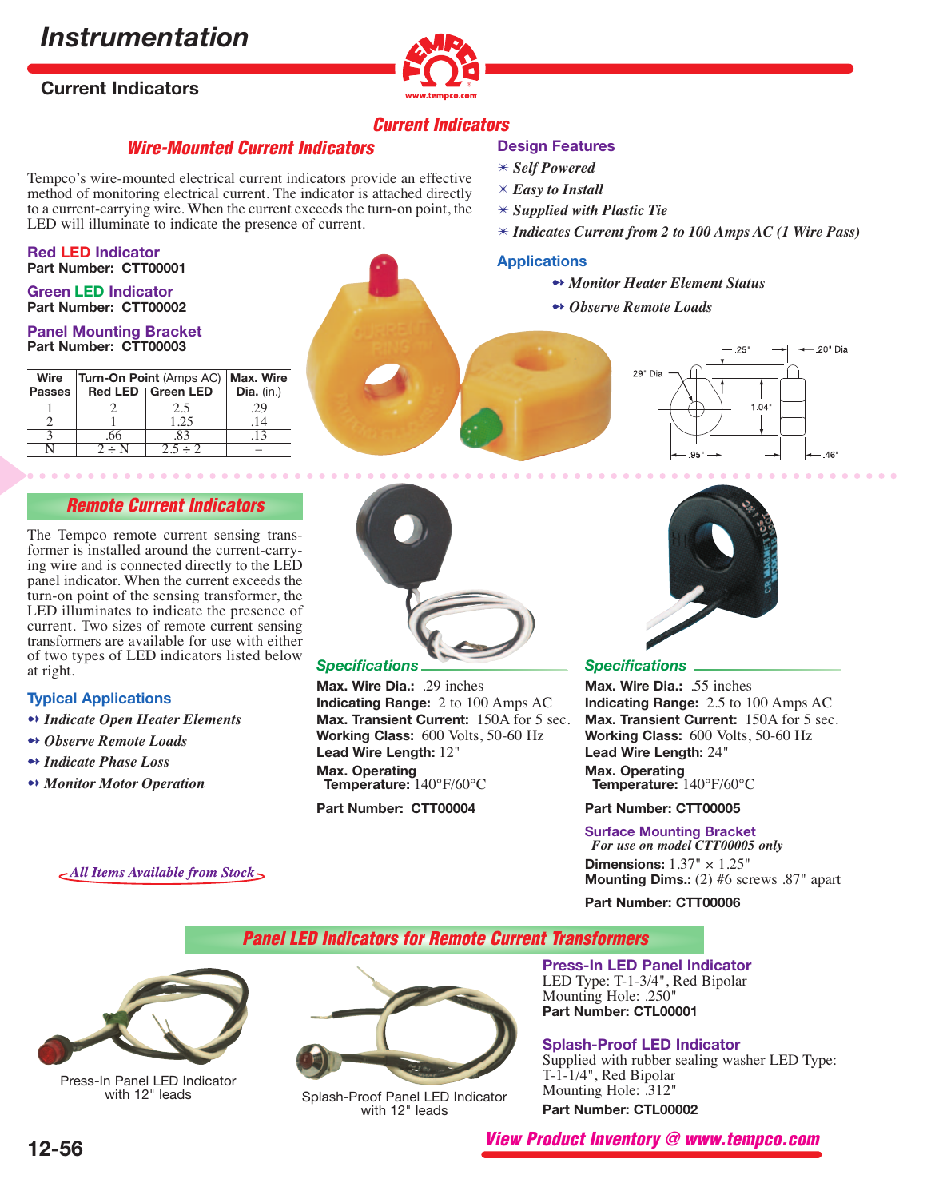# Current Indicators

## Wire-Mounted Current Indicators

Tempco's wire-mounted electrical current indicators provide an effective method of monitoring electrical current. The indicator is attached directly to a current-carrying wire. When the current exceeds the turn-on point, the LED will illuminate to indicate the presence of current.

**Red LED Indicator**
**Part Number: CTT00001**

**Green LED Indicator**
**Part Number: CTT00002**

**Panel Mounting Bracket**
**Part Number: CTT00003**

| Wire Passes | Turn-On Point (Amps AC) Red LED | Green LED | Max. Wire Dia. (in.) |
|---|---|---|---|
| 1 | 2 | 2.5 | .29 |
| 2 | 1 | 1.25 | .14 |
| 3 | .66 | .83 | .13 |
| N | 2 ÷ N | 2.5 ÷ 2 | – |

### Design Features

- *Self Powered*
- *Easy to Install*
- *Supplied with Plastic Tie*
- *Indicates Current from 2 to 100 Amps AC (1 Wire Pass)*

### Applications

- *Monitor Heater Element Status*
- *Observe Remote Loads*

.25" | .20" Dia. | .29" Dia. | 1.04" | .95" | .46"

## Remote Current Indicators

The Tempco remote current sensing transformer is installed around the current-carrying wire and is connected directly to the LED panel indicator. When the current exceeds the turn-on point of the sensing transformer, the LED illuminates to indicate the presence of current. Two sizes of remote current sensing transformers are available for use with either of two types of LED indicators listed below at right.

### Typical Applications

- *Indicate Open Heater Elements*
- *Observe Remote Loads*
- *Indicate Phase Loss*
- *Monitor Motor Operation*

*All Items Available from Stock*

### Specifications

**Max. Wire Dia.:** .29 inches
**Indicating Range:** 2 to 100 Amps AC
**Max. Transient Current:** 150A for 5 sec.
**Working Class:** 600 Volts, 50-60 Hz
**Lead Wire Length:** 12"
**Max. Operating Temperature:** 140°F/60°C

**Part Number: CTT00004**

### Specifications

**Max. Wire Dia.:** .55 inches
**Indicating Range:** 2.5 to 100 Amps AC
**Max. Transient Current:** 150A for 5 sec.
**Working Class:** 600 Volts, 50-60 Hz
**Lead Wire Length:** 24"
**Max. Operating Temperature:** 140°F/60°C

**Part Number: CTT00005**

**Surface Mounting Bracket**
*For use on model CTT00005 only*
**Dimensions:** 1.37" × 1.25"
**Mounting Dims.:** (2) #6 screws .87" apart

**Part Number: CTT00006**

## Panel LED Indicators for Remote Current Transformers

Press-In Panel LED Indicator with 12" leads

Splash-Proof Panel LED Indicator with 12" leads

**Press-In LED Panel Indicator**
LED Type: T-1-3/4", Red Bipolar
Mounting Hole: .250"
**Part Number: CTL00001**

**Splash-Proof LED Indicator**
Supplied with rubber sealing washer LED Type: T-1-1/4", Red Bipolar
Mounting Hole: .312"
**Part Number: CTL00002**

*View Product Inventory @ www.tempco.com*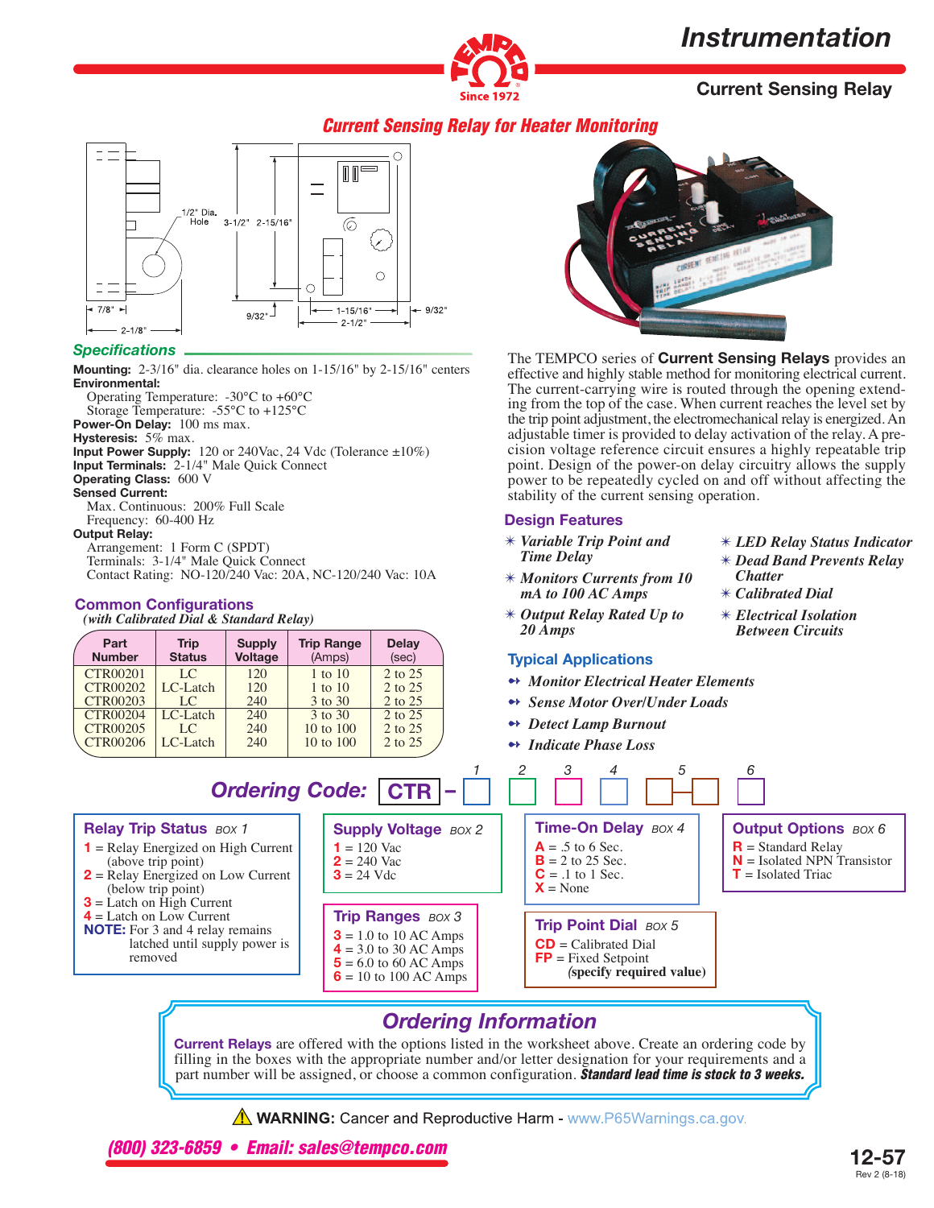# Instrumentation

## Current Sensing Relay

## Current Sensing Relay for Heater Monitoring

1/2" Dia. Hole
3-1/2"
2-15/16"
7/8"
2-1/8"
9/32"
1-15/16"
2-1/2"
9/32"

### Specifications

**Mounting:** 2-3/16" dia. clearance holes on 1-15/16" by 2-15/16" centers
**Environmental:**
Operating Temperature: -30°C to +60°C
Storage Temperature: -55°C to +125°C
**Power-On Delay:** 100 ms max.
**Hysteresis:** 5% max.
**Input Power Supply:** 120 or 240Vac, 24 Vdc (Tolerance ±10%)
**Input Terminals:** 2-1/4" Male Quick Connect
**Operating Class:** 600 V
**Sensed Current:**
Max. Continuous: 200% Full Scale
Frequency: 60-400 Hz
**Output Relay:**
Arrangement: 1 Form C (SPDT)
Terminals: 3-1/4" Male Quick Connect
Contact Rating: NO-120/240 Vac: 20A, NC-120/240 Vac: 10A

### Common Configurations

*(with Calibrated Dial & Standard Relay)*

| Part Number | Trip Status | Supply Voltage | Trip Range (Amps) | Delay (sec) |
|---|---|---|---|---|
| CTR00201 | LC | 120 | 1 to 10 | 2 to 25 |
| CTR00202 | LC-Latch | 120 | 1 to 10 | 2 to 25 |
| CTR00203 | LC | 240 | 3 to 30 | 2 to 25 |
| CTR00204 | LC-Latch | 240 | 3 to 30 | 2 to 25 |
| CTR00205 | LC | 240 | 10 to 100 | 2 to 25 |
| CTR00206 | LC-Latch | 240 | 10 to 100 | 2 to 25 |

The TEMPCO series of **Current Sensing Relays** provides an effective and highly stable method for monitoring electrical current. The current-carrying wire is routed through the opening extending from the top of the case. When current reaches the level set by the trip point adjustment, the electromechanical relay is energized. An adjustable timer is provided to delay activation of the relay. A precision voltage reference circuit ensures a highly repeatable trip point. Design of the power-on delay circuitry allows the supply power to be repeatedly cycled on and off without affecting the stability of the current sensing operation.

### Design Features

- *Variable Trip Point and Time Delay*
- *Monitors Currents from 10 mA to 100 AC Amps*
- *Output Relay Rated Up to 20 Amps*
- *LED Relay Status Indicator*
- *Dead Band Prevents Relay Chatter*
- *Calibrated Dial*
- *Electrical Isolation Between Circuits*

### Typical Applications

- *Monitor Electrical Heater Elements*
- *Sense Motor Over/Under Loads*
- *Detect Lamp Burnout*
- *Indicate Phase Loss*

## Ordering Code: CTR – 1 2 3 4 5 6

**Relay Trip Status** BOX 1
**1** = Relay Energized on High Current (above trip point)
**2** = Relay Energized on Low Current (below trip point)
**3** = Latch on High Current
**4** = Latch on Low Current
**NOTE:** For 3 and 4 relay remains latched until supply power is removed

**Supply Voltage** BOX 2
**1** = 120 Vac
**2** = 240 Vac
**3** = 24 Vdc

**Trip Ranges** BOX 3
**3** = 1.0 to 10 AC Amps
**4** = 3.0 to 30 AC Amps
**5** = 6.0 to 60 AC Amps
**6** = 10 to 100 AC Amps

**Time-On Delay** BOX 4
**A** = .5 to 6 Sec.
**B** = 2 to 25 Sec.
**C** = .1 to 1 Sec.
**X** = None

**Trip Point Dial** BOX 5
**CD** = Calibrated Dial
**FP** = Fixed Setpoint **(specify required value)**

**Output Options** BOX 6
**R** = Standard Relay
**N** = Isolated NPN Transistor
**T** = Isolated Triac

## Ordering Information

**Current Relays** are offered with the options listed in the worksheet above. Create an ordering code by filling in the boxes with the appropriate number and/or letter designation for your requirements and a part number will be assigned, or choose a common configuration. ***Standard lead time is stock to 3 weeks.***

⚠ **WARNING:** Cancer and Reproductive Harm - www.P65Warnings.ca.gov.

*(800) 323-6859 • Email: sales@tempco.com*